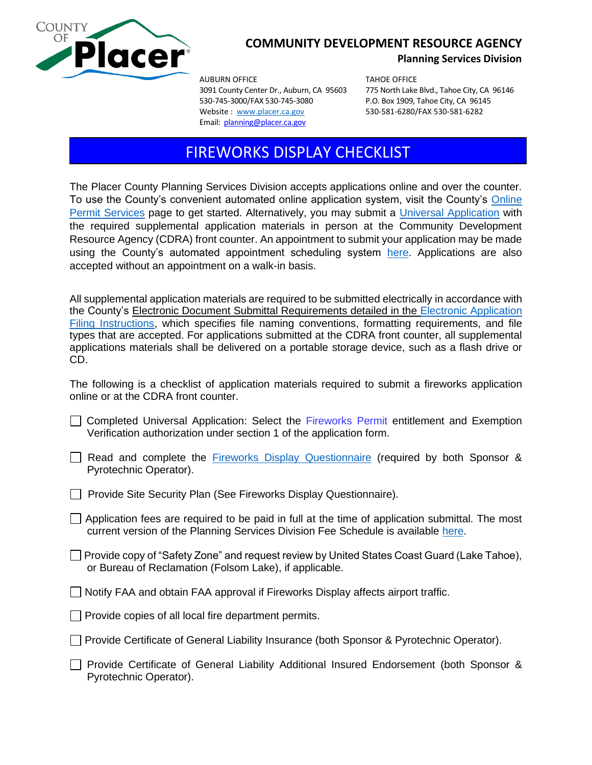COUNTY OF Placer

# COMMUNITY DEVELOPMENT RESOURCE AGENCY

## Planning Services Division

AUBURN OFFICE
3091 County Center Dr., Auburn, CA 95603
530-745-3000/FAX 530-745-3080
Website : www.placer.ca.gov
Email: planning@placer.ca.gov

TAHOE OFFICE
775 North Lake Blvd., Tahoe City, CA 96146
P.O. Box 1909, Tahoe City, CA 96145
530-581-6280/FAX 530-581-6282

# FIREWORKS DISPLAY CHECKLIST

The Placer County Planning Services Division accepts applications online and over the counter. To use the County's convenient automated online application system, visit the County's Online Permit Services page to get started. Alternatively, you may submit a Universal Application with the required supplemental application materials in person at the Community Development Resource Agency (CDRA) front counter. An appointment to submit your application may be made using the County's automated appointment scheduling system here. Applications are also accepted without an appointment on a walk-in basis.

All supplemental application materials are required to be submitted electrically in accordance with the County's Electronic Document Submittal Requirements detailed in the Electronic Application Filing Instructions, which specifies file naming conventions, formatting requirements, and file types that are accepted. For applications submitted at the CDRA front counter, all supplemental applications materials shall be delivered on a portable storage device, such as a flash drive or CD.

The following is a checklist of application materials required to submit a fireworks application online or at the CDRA front counter.

- ☐ Completed Universal Application: Select the Fireworks Permit entitlement and Exemption Verification authorization under section 1 of the application form.
- ☐ Read and complete the Fireworks Display Questionnaire (required by both Sponsor & Pyrotechnic Operator).
- ☐ Provide Site Security Plan (See Fireworks Display Questionnaire).
- ☐ Application fees are required to be paid in full at the time of application submittal. The most current version of the Planning Services Division Fee Schedule is available here.
- ☐ Provide copy of "Safety Zone" and request review by United States Coast Guard (Lake Tahoe), or Bureau of Reclamation (Folsom Lake), if applicable.
- ☐ Notify FAA and obtain FAA approval if Fireworks Display affects airport traffic.
- ☐ Provide copies of all local fire department permits.
- ☐ Provide Certificate of General Liability Insurance (both Sponsor & Pyrotechnic Operator).
- ☐ Provide Certificate of General Liability Additional Insured Endorsement (both Sponsor & Pyrotechnic Operator).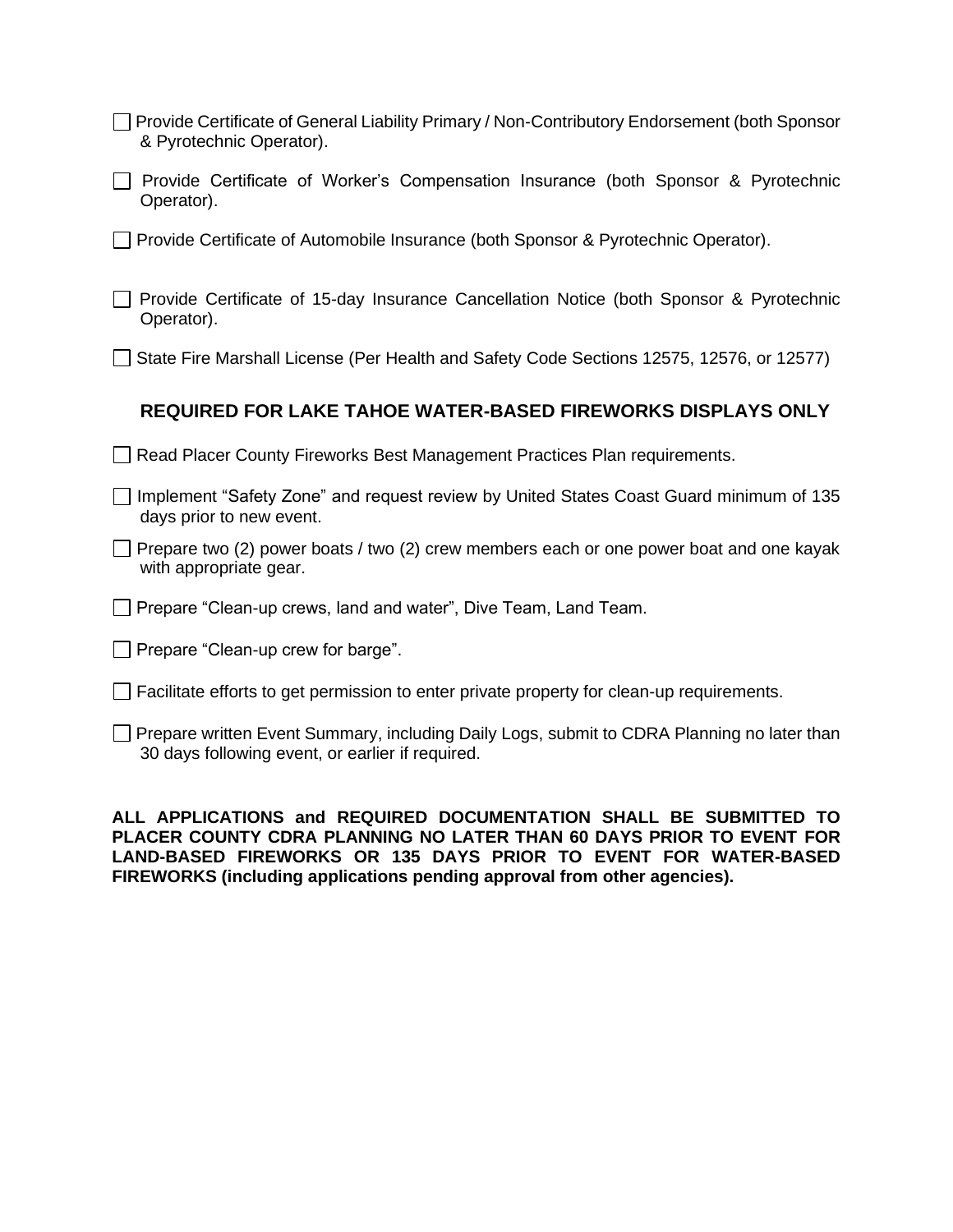- [ ] Provide Certificate of General Liability Primary / Non-Contributory Endorsement (both Sponsor & Pyrotechnic Operator).
- [ ] Provide Certificate of Worker's Compensation Insurance (both Sponsor & Pyrotechnic Operator).
- [ ] Provide Certificate of Automobile Insurance (both Sponsor & Pyrotechnic Operator).
- [ ] Provide Certificate of 15-day Insurance Cancellation Notice (both Sponsor & Pyrotechnic Operator).
- [ ] State Fire Marshall License (Per Health and Safety Code Sections 12575, 12576, or 12577)

### REQUIRED FOR LAKE TAHOE WATER-BASED FIREWORKS DISPLAYS ONLY

- [ ] Read Placer County Fireworks Best Management Practices Plan requirements.
- [ ] Implement "Safety Zone" and request review by United States Coast Guard minimum of 135 days prior to new event.
- [ ] Prepare two (2) power boats / two (2) crew members each or one power boat and one kayak with appropriate gear.
- [ ] Prepare "Clean-up crews, land and water", Dive Team, Land Team.
- [ ] Prepare "Clean-up crew for barge".
- [ ] Facilitate efforts to get permission to enter private property for clean-up requirements.
- [ ] Prepare written Event Summary, including Daily Logs, submit to CDRA Planning no later than 30 days following event, or earlier if required.

**ALL APPLICATIONS and REQUIRED DOCUMENTATION SHALL BE SUBMITTED TO PLACER COUNTY CDRA PLANNING NO LATER THAN 60 DAYS PRIOR TO EVENT FOR LAND-BASED FIREWORKS OR 135 DAYS PRIOR TO EVENT FOR WATER-BASED FIREWORKS (including applications pending approval from other agencies).**